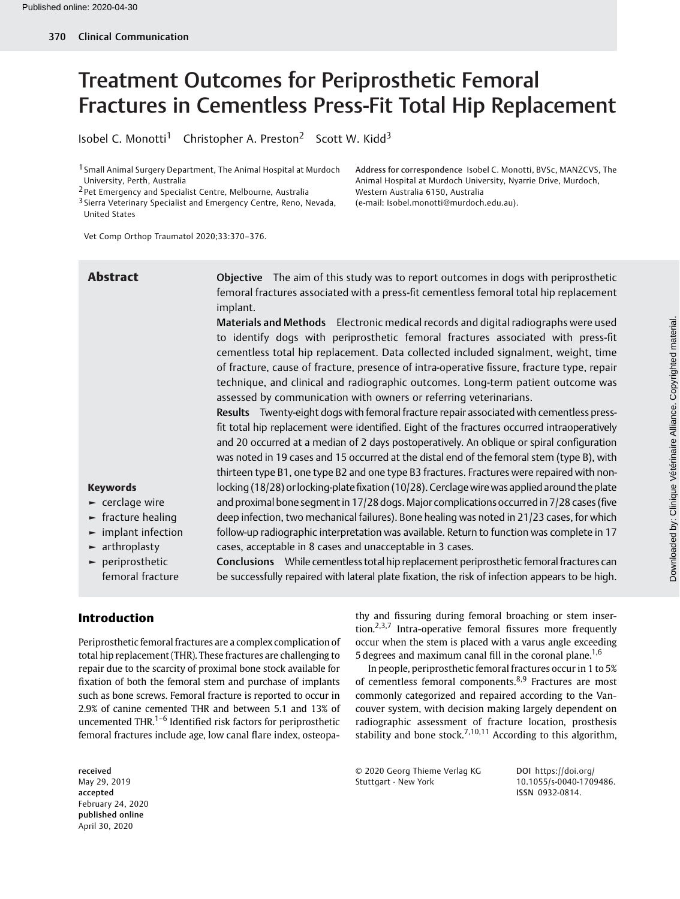# Treatment Outcomes for Periprosthetic Femoral Fractures in Cementless Press-Fit Total Hip Replacement

Isobel C. Monotti[1] Christopher A. Preston[2] Scott W. Kidd[3]

[1] Small Animal Surgery Department, The Animal Hospital at Murdoch University, Perth, Australia
[2] Pet Emergency and Specialist Centre, Melbourne, Australia
[3] Sierra Veterinary Specialist and Emergency Centre, Reno, Nevada, United States

**Address for correspondence** Isobel C. Monotti, BVSc, MANZCVS, The Animal Hospital at Murdoch University, Nyarrie Drive, Murdoch, Western Australia 6150, Australia (e-mail: Isobel.monotti@murdoch.edu.au).

Vet Comp Orthop Traumatol 2020;33:370–376.

## Abstract

**Objective** The aim of this study was to report outcomes in dogs with periprosthetic femoral fractures associated with a press-fit cementless femoral total hip replacement implant.

**Materials and Methods** Electronic medical records and digital radiographs were used to identify dogs with periprosthetic femoral fractures associated with press-fit cementless total hip replacement. Data collected included signalment, weight, time of fracture, cause of fracture, presence of intra-operative fissure, fracture type, repair technique, and clinical and radiographic outcomes. Long-term patient outcome was assessed by communication with owners or referring veterinarians.

**Results** Twenty-eight dogs with femoral fracture repair associated with cementless press-fit total hip replacement were identified. Eight of the fractures occurred intraoperatively and 20 occurred at a median of 2 days postoperatively. An oblique or spiral configuration was noted in 19 cases and 15 occurred at the distal end of the femoral stem (type B), with thirteen type B1, one type B2 and one type B3 fractures. Fractures were repaired with non-locking (18/28) or locking-plate fixation (10/28). Cerclage wire was applied around the plate and proximal bone segment in 17/28 dogs. Major complications occurred in 7/28 cases (five deep infection, two mechanical failures). Bone healing was noted in 21/23 cases, for which follow-up radiographic interpretation was available. Return to function was complete in 17 cases, acceptable in 8 cases and unacceptable in 3 cases.

**Conclusions** While cementless total hip replacement periprosthetic femoral fractures can be successfully repaired with lateral plate fixation, the risk of infection appears to be high.

**Keywords**
- cerclage wire
- fracture healing
- implant infection
- arthroplasty
- periprosthetic femoral fracture

## Introduction

Periprosthetic femoral fractures are a complex complication of total hip replacement (THR). These fractures are challenging to repair due to the scarcity of proximal bone stock available for fixation of both the femoral stem and purchase of implants such as bone screws. Femoral fracture is reported to occur in 2.9% of canine cemented THR and between 5.1 and 13% of uncemented THR.[1–6] Identified risk factors for periprosthetic femoral fractures include age, low canal flare index, osteopathy and fissuring during femoral broaching or stem insertion.[2,3,7] Intra-operative femoral fissures more frequently occur when the stem is placed with a varus angle exceeding 5 degrees and maximum canal fill in the coronal plane.[1,6]

In people, periprosthetic femoral fractures occur in 1 to 5% of cementless femoral components.[8,9] Fractures are most commonly categorized and repaired according to the Vancouver system, with decision making largely dependent on radiographic assessment of fracture location, prosthesis stability and bone stock.[7,10,11] According to this algorithm,

received May 29, 2019
accepted February 24, 2020
published online April 30, 2020

© 2020 Georg Thieme Verlag KG Stuttgart · New York

DOI https://doi.org/10.1055/s-0040-1709486.
ISSN 0932-0814.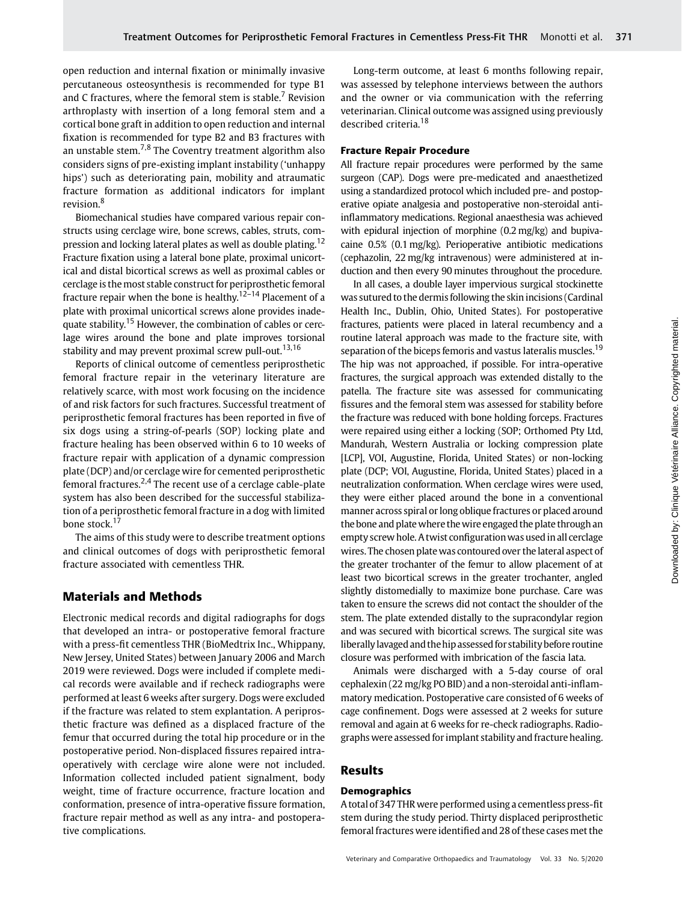open reduction and internal fixation or minimally invasive percutaneous osteosynthesis is recommended for type B1 and C fractures, where the femoral stem is stable.[7] Revision arthroplasty with insertion of a long femoral stem and a cortical bone graft in addition to open reduction and internal fixation is recommended for type B2 and B3 fractures with an unstable stem.[7,8] The Coventry treatment algorithm also considers signs of pre-existing implant instability ('unhappy hips') such as deteriorating pain, mobility and atraumatic fracture formation as additional indicators for implant revision.[8]

Biomechanical studies have compared various repair constructs using cerclage wire, bone screws, cables, struts, compression and locking lateral plates as well as double plating.[12] Fracture fixation using a lateral bone plate, proximal unicortical and distal bicortical screws as well as proximal cables or cerclage is the most stable construct for periprosthetic femoral fracture repair when the bone is healthy.[12–14] Placement of a plate with proximal unicortical screws alone provides inadequate stability.[15] However, the combination of cables or cerclage wires around the bone and plate improves torsional stability and may prevent proximal screw pull-out.[13,16]

Reports of clinical outcome of cementless periprosthetic femoral fracture repair in the veterinary literature are relatively scarce, with most work focusing on the incidence of and risk factors for such fractures. Successful treatment of periprosthetic femoral fractures has been reported in five of six dogs using a string-of-pearls (SOP) locking plate and fracture healing has been observed within 6 to 10 weeks of fracture repair with application of a dynamic compression plate (DCP) and/or cerclage wire for cemented periprosthetic femoral fractures.[2,4] The recent use of a cerclage cable-plate system has also been described for the successful stabilization of a periprosthetic femoral fracture in a dog with limited bone stock.[17]

The aims of this study were to describe treatment options and clinical outcomes of dogs with periprosthetic femoral fracture associated with cementless THR.

## Materials and Methods

Electronic medical records and digital radiographs for dogs that developed an intra- or postoperative femoral fracture with a press-fit cementless THR (BioMedtrix Inc., Whippany, New Jersey, United States) between January 2006 and March 2019 were reviewed. Dogs were included if complete medical records were available and if recheck radiographs were performed at least 6 weeks after surgery. Dogs were excluded if the fracture was related to stem explantation. A periprosthetic fracture was defined as a displaced fracture of the femur that occurred during the total hip procedure or in the postoperative period. Non-displaced fissures repaired intra-operatively with cerclage wire alone were not included. Information collected included patient signalment, body weight, time of fracture occurrence, fracture location and conformation, presence of intra-operative fissure formation, fracture repair method as well as any intra- and postoperative complications.

Long-term outcome, at least 6 months following repair, was assessed by telephone interviews between the authors and the owner or via communication with the referring veterinarian. Clinical outcome was assigned using previously described criteria.[18]

### Fracture Repair Procedure

All fracture repair procedures were performed by the same surgeon (CAP). Dogs were pre-medicated and anaesthetized using a standardized protocol which included pre- and postoperative opiate analgesia and postoperative non-steroidal anti-inflammatory medications. Regional anaesthesia was achieved with epidural injection of morphine (0.2 mg/kg) and bupivacaine 0.5% (0.1 mg/kg). Perioperative antibiotic medications (cephazolin, 22 mg/kg intravenous) were administered at induction and then every 90 minutes throughout the procedure.

In all cases, a double layer impervious surgical stockinette was sutured to the dermis following the skin incisions (Cardinal Health Inc., Dublin, Ohio, United States). For postoperative fractures, patients were placed in lateral recumbency and a routine lateral approach was made to the fracture site, with separation of the biceps femoris and vastus lateralis muscles.[19] The hip was not approached, if possible. For intra-operative fractures, the surgical approach was extended distally to the patella. The fracture site was assessed for communicating fissures and the femoral stem was assessed for stability before the fracture was reduced with bone holding forceps. Fractures were repaired using either a locking (SOP; Orthomed Pty Ltd, Mandurah, Western Australia or locking compression plate [LCP], VOI, Augustine, Florida, United States) or non-locking plate (DCP; VOI, Augustine, Florida, United States) placed in a neutralization conformation. When cerclage wires were used, they were either placed around the bone in a conventional manner across spiral or long oblique fractures or placed around the bone and plate where the wire engaged the plate through an empty screw hole. A twist configuration was used in all cerclage wires. The chosen plate was contoured over the lateral aspect of the greater trochanter of the femur to allow placement of at least two bicortical screws in the greater trochanter, angled slightly distomedially to maximize bone purchase. Care was taken to ensure the screws did not contact the shoulder of the stem. The plate extended distally to the supracondylar region and was secured with bicortical screws. The surgical site was liberally lavaged and the hip assessed for stability before routine closure was performed with imbrication of the fascia lata.

Animals were discharged with a 5-day course of oral cephalexin (22 mg/kg PO BID) and a non-steroidal anti-inflammatory medication. Postoperative care consisted of 6 weeks of cage confinement. Dogs were assessed at 2 weeks for suture removal and again at 6 weeks for re-check radiographs. Radiographs were assessed for implant stability and fracture healing.

## Results

### Demographics

A total of 347 THR were performed using a cementless press-fit stem during the study period. Thirty displaced periprosthetic femoral fractures were identified and 28 of these cases met the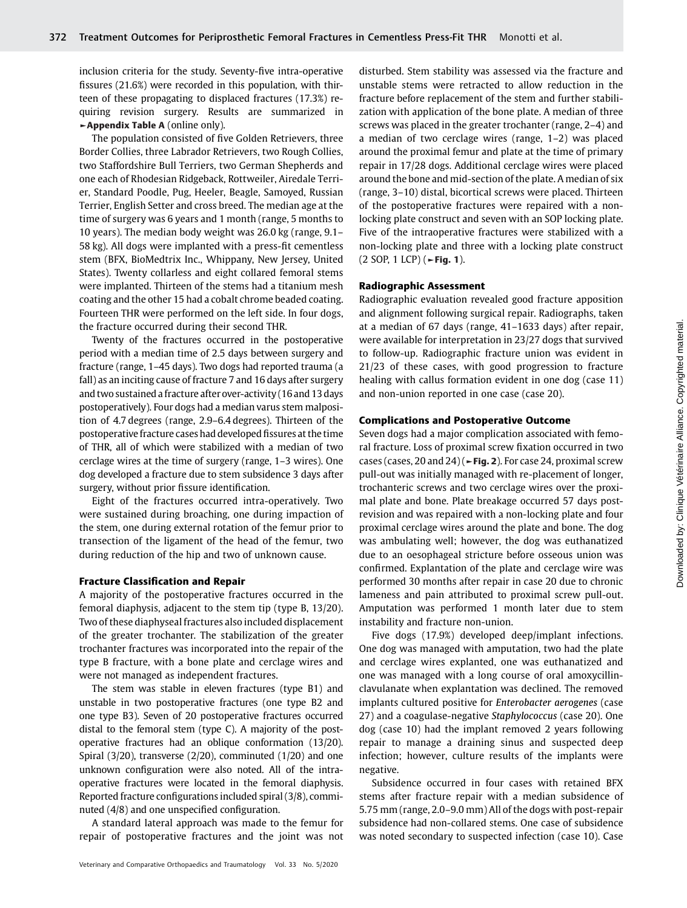inclusion criteria for the study. Seventy-five intra-operative fissures (21.6%) were recorded in this population, with thirteen of these propagating to displaced fractures (17.3%) requiring revision surgery. Results are summarized in ►Appendix Table A (online only).

The population consisted of five Golden Retrievers, three Border Collies, three Labrador Retrievers, two Rough Collies, two Staffordshire Bull Terriers, two German Shepherds and one each of Rhodesian Ridgeback, Rottweiler, Airedale Terrier, Standard Poodle, Pug, Heeler, Beagle, Samoyed, Russian Terrier, English Setter and cross breed. The median age at the time of surgery was 6 years and 1 month (range, 5 months to 10 years). The median body weight was 26.0 kg (range, 9.1–58 kg). All dogs were implanted with a press-fit cementless stem (BFX, BioMedtrix Inc., Whippany, New Jersey, United States). Twenty collarless and eight collared femoral stems were implanted. Thirteen of the stems had a titanium mesh coating and the other 15 had a cobalt chrome beaded coating. Fourteen THR were performed on the left side. In four dogs, the fracture occurred during their second THR.

Twenty of the fractures occurred in the postoperative period with a median time of 2.5 days between surgery and fracture (range, 1–45 days). Two dogs had reported trauma (a fall) as an inciting cause of fracture 7 and 16 days after surgery and two sustained a fracture after over-activity (16 and 13 days postoperatively). Four dogs had a median varus stem malposition of 4.7 degrees (range, 2.9–6.4 degrees). Thirteen of the postoperative fracture cases had developed fissures at the time of THR, all of which were stabilized with a median of two cerclage wires at the time of surgery (range, 1–3 wires). One dog developed a fracture due to stem subsidence 3 days after surgery, without prior fissure identification.

Eight of the fractures occurred intra-operatively. Two were sustained during broaching, one during impaction of the stem, one during external rotation of the femur prior to transection of the ligament of the head of the femur, two during reduction of the hip and two of unknown cause.

### Fracture Classification and Repair

A majority of the postoperative fractures occurred in the femoral diaphysis, adjacent to the stem tip (type B, 13/20). Two of these diaphyseal fractures also included displacement of the greater trochanter. The stabilization of the greater trochanter fractures was incorporated into the repair of the type B fracture, with a bone plate and cerclage wires and were not managed as independent fractures.

The stem was stable in eleven fractures (type B1) and unstable in two postoperative fractures (one type B2 and one type B3). Seven of 20 postoperative fractures occurred distal to the femoral stem (type C). A majority of the postoperative fractures had an oblique conformation (13/20). Spiral (3/20), transverse (2/20), comminuted (1/20) and one unknown configuration were also noted. All of the intra-operative fractures were located in the femoral diaphysis. Reported fracture configurations included spiral (3/8), comminuted (4/8) and one unspecified configuration.

A standard lateral approach was made to the femur for repair of postoperative fractures and the joint was not disturbed. Stem stability was assessed via the fracture and unstable stems were retracted to allow reduction in the fracture before replacement of the stem and further stabilization with application of the bone plate. A median of three screws was placed in the greater trochanter (range, 2–4) and a median of two cerclage wires (range, 1–2) was placed around the proximal femur and plate at the time of primary repair in 17/28 dogs. Additional cerclage wires were placed around the bone and mid-section of the plate. A median of six (range, 3–10) distal, bicortical screws were placed. Thirteen of the postoperative fractures were repaired with a non-locking plate construct and seven with an SOP locking plate. Five of the intraoperative fractures were stabilized with a non-locking plate and three with a locking plate construct (2 SOP, 1 LCP) (►Fig. 1).

### Radiographic Assessment

Radiographic evaluation revealed good fracture apposition and alignment following surgical repair. Radiographs, taken at a median of 67 days (range, 41–1633 days) after repair, were available for interpretation in 23/27 dogs that survived to follow-up. Radiographic fracture union was evident in 21/23 of these cases, with good progression to fracture healing with callus formation evident in one dog (case 11) and non-union reported in one case (case 20).

### Complications and Postoperative Outcome

Seven dogs had a major complication associated with femoral fracture. Loss of proximal screw fixation occurred in two cases (cases, 20 and 24) (►Fig. 2). For case 24, proximal screw pull-out was initially managed with re-placement of longer, trochanteric screws and two cerclage wires over the proximal plate and bone. Plate breakage occurred 57 days post-revision and was repaired with a non-locking plate and four proximal cerclage wires around the plate and bone. The dog was ambulating well; however, the dog was euthanatized due to an oesophageal stricture before osseous union was confirmed. Explantation of the plate and cerclage wire was performed 30 months after repair in case 20 due to chronic lameness and pain attributed to proximal screw pull-out. Amputation was performed 1 month later due to stem instability and fracture non-union.

Five dogs (17.9%) developed deep/implant infections. One dog was managed with amputation, two had the plate and cerclage wires explanted, one was euthanatized and one was managed with a long course of oral amoxycillin-clavulanate when explantation was declined. The removed implants cultured positive for *Enterobacter aerogenes* (case 27) and a coagulase-negative *Staphylococcus* (case 20). One dog (case 10) had the implant removed 2 years following repair to manage a draining sinus and suspected deep infection; however, culture results of the implants were negative.

Subsidence occurred in four cases with retained BFX stems after fracture repair with a median subsidence of 5.75 mm (range, 2.0–9.0 mm) All of the dogs with post-repair subsidence had non-collared stems. One case of subsidence was noted secondary to suspected infection (case 10). Case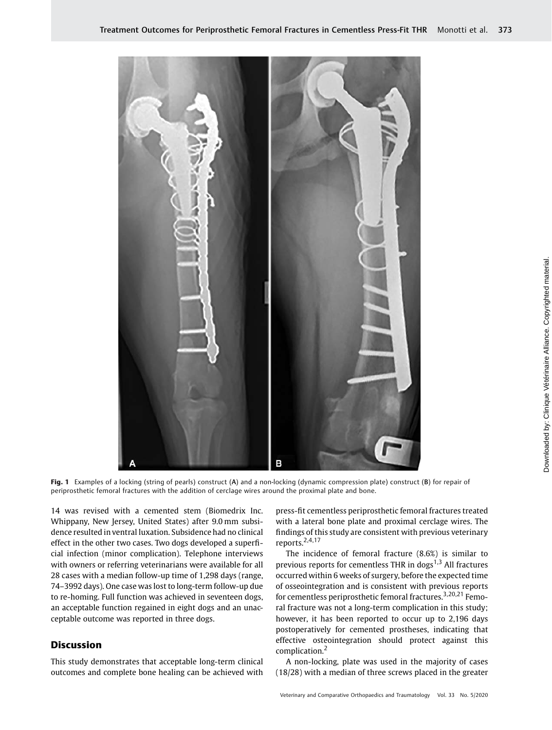Fig. 1 Examples of a locking (string of pearls) construct (A) and a non-locking (dynamic compression plate) construct (B) for repair of periprosthetic femoral fractures with the addition of cerclage wires around the proximal plate and bone.

14 was revised with a cemented stem (Biomedrix Inc. Whippany, New Jersey, United States) after 9.0 mm subsidence resulted in ventral luxation. Subsidence had no clinical effect in the other two cases. Two dogs developed a superficial infection (minor complication). Telephone interviews with owners or referring veterinarians were available for all 28 cases with a median follow-up time of 1,298 days (range, 74–3992 days). One case was lost to long-term follow-up due to re-homing. Full function was achieved in seventeen dogs, an acceptable function regained in eight dogs and an unacceptable outcome was reported in three dogs.

## Discussion

This study demonstrates that acceptable long-term clinical outcomes and complete bone healing can be achieved with press-fit cementless periprosthetic femoral fractures treated with a lateral bone plate and proximal cerclage wires. The findings of this study are consistent with previous veterinary reports.[2,4,17]

The incidence of femoral fracture (8.6%) is similar to previous reports for cementless THR in dogs[1,3] All fractures occurred within 6 weeks of surgery, before the expected time of osseointegration and is consistent with previous reports for cementless periprosthetic femoral fractures.[3,20,21] Femoral fracture was not a long-term complication in this study; however, it has been reported to occur up to 2,196 days postoperatively for cemented prostheses, indicating that effective osteointegration should protect against this complication.[2]

A non-locking, plate was used in the majority of cases (18/28) with a median of three screws placed in the greater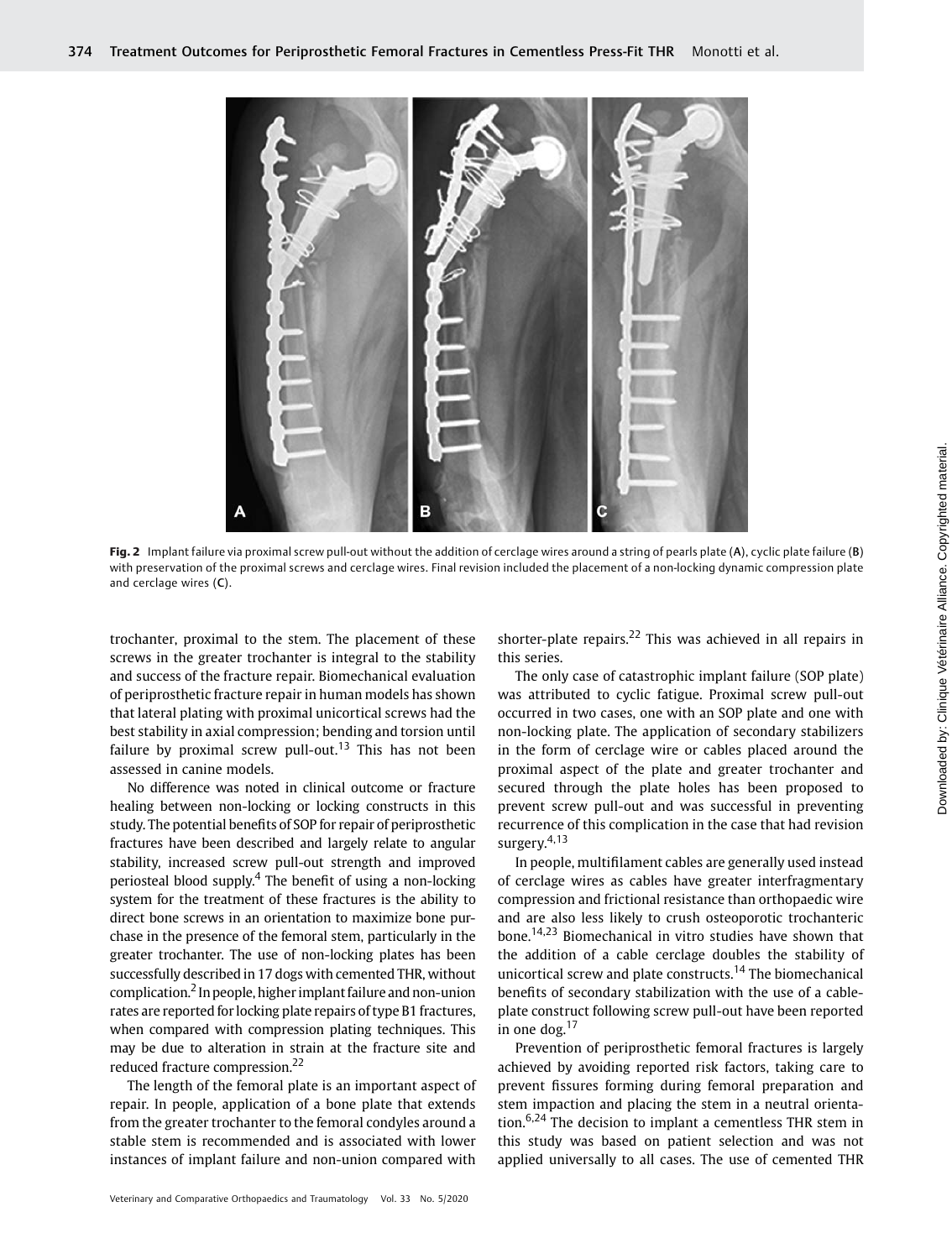Fig. 2 Implant failure via proximal screw pull-out without the addition of cerclage wires around a string of pearls plate (A), cyclic plate failure (B) with preservation of the proximal screws and cerclage wires. Final revision included the placement of a non-locking dynamic compression plate and cerclage wires (C).

trochanter, proximal to the stem. The placement of these screws in the greater trochanter is integral to the stability and success of the fracture repair. Biomechanical evaluation of periprosthetic fracture repair in human models has shown that lateral plating with proximal unicortical screws had the best stability in axial compression; bending and torsion until failure by proximal screw pull-out.[13] This has not been assessed in canine models.

No difference was noted in clinical outcome or fracture healing between non-locking or locking constructs in this study. The potential benefits of SOP for repair of periprosthetic fractures have been described and largely relate to angular stability, increased screw pull-out strength and improved periosteal blood supply.[4] The benefit of using a non-locking system for the treatment of these fractures is the ability to direct bone screws in an orientation to maximize bone purchase in the presence of the femoral stem, particularly in the greater trochanter. The use of non-locking plates has been successfully described in 17 dogs with cemented THR, without complication.[2] In people, higher implant failure and non-union rates are reported for locking plate repairs of type B1 fractures, when compared with compression plating techniques. This may be due to alteration in strain at the fracture site and reduced fracture compression.[22]

The length of the femoral plate is an important aspect of repair. In people, application of a bone plate that extends from the greater trochanter to the femoral condyles around a stable stem is recommended and is associated with lower instances of implant failure and non-union compared with shorter-plate repairs.[22] This was achieved in all repairs in this series.

The only case of catastrophic implant failure (SOP plate) was attributed to cyclic fatigue. Proximal screw pull-out occurred in two cases, one with an SOP plate and one with non-locking plate. The application of secondary stabilizers in the form of cerclage wire or cables placed around the proximal aspect of the plate and greater trochanter and secured through the plate holes has been proposed to prevent screw pull-out and was successful in preventing recurrence of this complication in the case that had revision surgery.[4,13]

In people, multifilament cables are generally used instead of cerclage wires as cables have greater interfragmentary compression and frictional resistance than orthopaedic wire and are also less likely to crush osteoporotic trochanteric bone.[14,23] Biomechanical in vitro studies have shown that the addition of a cable cerclage doubles the stability of unicortical screw and plate constructs.[14] The biomechanical benefits of secondary stabilization with the use of a cable-plate construct following screw pull-out have been reported in one dog.[17]

Prevention of periprosthetic femoral fractures is largely achieved by avoiding reported risk factors, taking care to prevent fissures forming during femoral preparation and stem impaction and placing the stem in a neutral orientation.[6,24] The decision to implant a cementless THR stem in this study was based on patient selection and was not applied universally to all cases. The use of cemented THR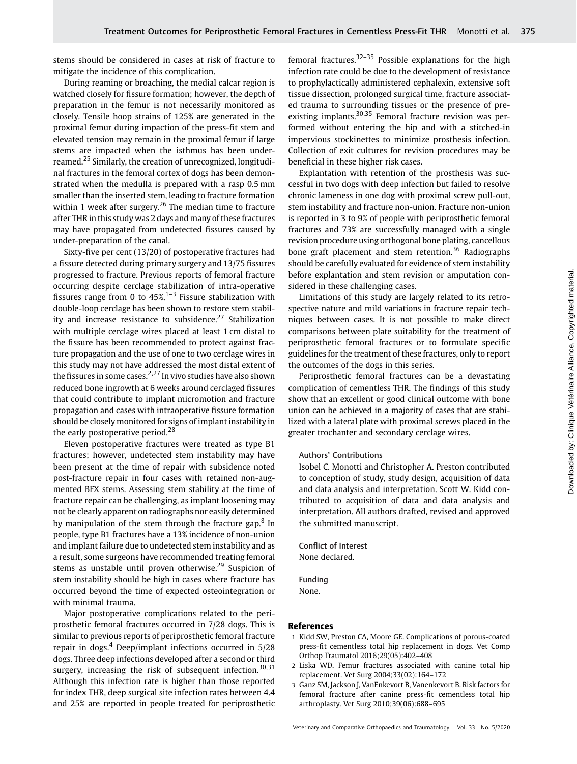stems should be considered in cases at risk of fracture to mitigate the incidence of this complication.

During reaming or broaching, the medial calcar region is watched closely for fissure formation; however, the depth of preparation in the femur is not necessarily monitored as closely. Tensile hoop strains of 125% are generated in the proximal femur during impaction of the press-fit stem and elevated tension may remain in the proximal femur if large stems are impacted when the isthmus has been under-reamed.[25] Similarly, the creation of unrecognized, longitudinal fractures in the femoral cortex of dogs has been demonstrated when the medulla is prepared with a rasp 0.5 mm smaller than the inserted stem, leading to fracture formation within 1 week after surgery.[26] The median time to fracture after THR in this study was 2 days and many of these fractures may have propagated from undetected fissures caused by under-preparation of the canal.

Sixty-five per cent (13/20) of postoperative fractures had a fissure detected during primary surgery and 13/75 fissures progressed to fracture. Previous reports of femoral fracture occurring despite cerclage stabilization of intra-operative fissures range from 0 to 45%.[1–3] Fissure stabilization with double-loop cerclage has been shown to restore stem stability and increase resistance to subsidence.[27] Stabilization with multiple cerclage wires placed at least 1 cm distal to the fissure has been recommended to protect against fracture propagation and the use of one to two cerclage wires in this study may not have addressed the most distal extent of the fissures in some cases.[2,27] In vivo studies have also shown reduced bone ingrowth at 6 weeks around cerclaged fissures that could contribute to implant micromotion and fracture propagation and cases with intraoperative fissure formation should be closely monitored for signs of implant instability in the early postoperative period.[28]

Eleven postoperative fractures were treated as type B1 fractures; however, undetected stem instability may have been present at the time of repair with subsidence noted post-fracture repair in four cases with retained non-augmented BFX stems. Assessing stem stability at the time of fracture repair can be challenging, as implant loosening may not be clearly apparent on radiographs nor easily determined by manipulation of the stem through the fracture gap.[8] In people, type B1 fractures have a 13% incidence of non-union and implant failure due to undetected stem instability and as a result, some surgeons have recommended treating femoral stems as unstable until proven otherwise.[29] Suspicion of stem instability should be high in cases where fracture has occurred beyond the time of expected osteointegration or with minimal trauma.

Major postoperative complications related to the periprosthetic femoral fractures occurred in 7/28 dogs. This is similar to previous reports of periprosthetic femoral fracture repair in dogs.[4] Deep/implant infections occurred in 5/28 dogs. Three deep infections developed after a second or third surgery, increasing the risk of subsequent infection.[30,31] Although this infection rate is higher than those reported for index THR, deep surgical site infection rates between 4.4 and 25% are reported in people treated for periprosthetic femoral fractures.[32–35] Possible explanations for the high infection rate could be due to the development of resistance to prophylactically administered cephalexin, extensive soft tissue dissection, prolonged surgical time, fracture associated trauma to surrounding tissues or the presence of pre-existing implants.[30,35] Femoral fracture revision was performed without entering the hip and with a stitched-in impervious stockinettes to minimize prosthesis infection. Collection of exit cultures for revision procedures may be beneficial in these higher risk cases.

Explantation with retention of the prosthesis was successful in two dogs with deep infection but failed to resolve chronic lameness in one dog with proximal screw pull-out, stem instability and fracture non-union. Fracture non-union is reported in 3 to 9% of people with periprosthetic femoral fractures and 73% are successfully managed with a single revision procedure using orthogonal bone plating, cancellous bone graft placement and stem retention.[36] Radiographs should be carefully evaluated for evidence of stem instability before explantation and stem revision or amputation considered in these challenging cases.

Limitations of this study are largely related to its retrospective nature and mild variations in fracture repair techniques between cases. It is not possible to make direct comparisons between plate suitability for the treatment of periprosthetic femoral fractures or to formulate specific guidelines for the treatment of these fractures, only to report the outcomes of the dogs in this series.

Periprosthetic femoral fractures can be a devastating complication of cementless THR. The findings of this study show that an excellent or good clinical outcome with bone union can be achieved in a majority of cases that are stabilized with a lateral plate with proximal screws placed in the greater trochanter and secondary cerclage wires.

**Authors' Contributions**

Isobel C. Monotti and Christopher A. Preston contributed to conception of study, study design, acquisition of data and data analysis and interpretation. Scott W. Kidd contributed to acquisition of data and data analysis and interpretation. All authors drafted, revised and approved the submitted manuscript.

**Conflict of Interest**

None declared.

**Funding**

None.

## References

1. Kidd SW, Preston CA, Moore GE. Complications of porous-coated press-fit cementless total hip replacement in dogs. Vet Comp Orthop Traumatol 2016;29(05):402–408
2. Liska WD. Femur fractures associated with canine total hip replacement. Vet Surg 2004;33(02):164–172
3. Ganz SM, Jackson J, VanEnkevort B, Vanenkevort B. Risk factors for femoral fracture after canine press-fit cementless total hip arthroplasty. Vet Surg 2010;39(06):688–695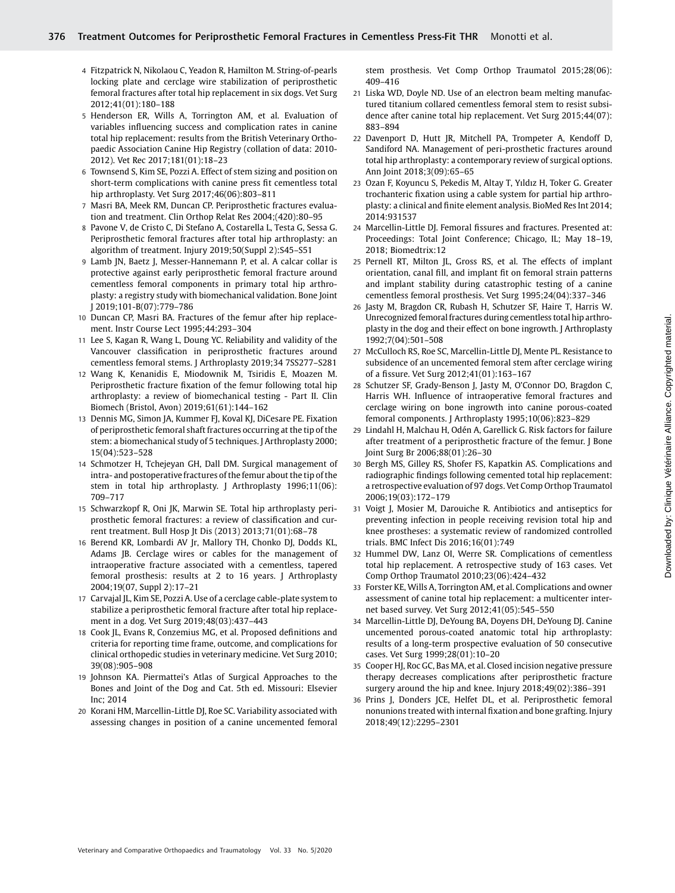4 Fitzpatrick N, Nikolaou C, Yeadon R, Hamilton M. String-of-pearls locking plate and cerclage wire stabilization of periprosthetic femoral fractures after total hip replacement in six dogs. Vet Surg 2012;41(01):180–188

5 Henderson ER, Wills A, Torrington AM, et al. Evaluation of variables influencing success and complication rates in canine total hip replacement: results from the British Veterinary Orthopaedic Association Canine Hip Registry (collation of data: 2010-2012). Vet Rec 2017;181(01):18–23

6 Townsend S, Kim SE, Pozzi A. Effect of stem sizing and position on short-term complications with canine press fit cementless total hip arthroplasty. Vet Surg 2017;46(06):803–811

7 Masri BA, Meek RM, Duncan CP. Periprosthetic fractures evaluation and treatment. Clin Orthop Relat Res 2004;(420):80–95

8 Pavone V, de Cristo C, Di Stefano A, Costarella L, Testa G, Sessa G. Periprosthetic femoral fractures after total hip arthroplasty: an algorithm of treatment. Injury 2019;50(Suppl 2):S45–S51

9 Lamb JN, Baetz J, Messer-Hannemann P, et al. A calcar collar is protective against early periprosthetic femoral fracture around cementless femoral components in primary total hip arthroplasty: a registry study with biomechanical validation. Bone Joint J 2019;101-B(07):779–786

10 Duncan CP, Masri BA. Fractures of the femur after hip replacement. Instr Course Lect 1995;44:293–304

11 Lee S, Kagan R, Wang L, Doung YC. Reliability and validity of the Vancouver classification in periprosthetic fractures around cementless femoral stems. J Arthroplasty 2019;34 7SS277–S281

12 Wang K, Kenanidis E, Miodownik M, Tsiridis E, Moazen M. Periprosthetic fracture fixation of the femur following total hip arthroplasty: a review of biomechanical testing - Part II. Clin Biomech (Bristol, Avon) 2019;61(61):144–162

13 Dennis MG, Simon JA, Kummer FJ, Koval KJ, DiCesare PE. Fixation of periprosthetic femoral shaft fractures occurring at the tip of the stem: a biomechanical study of 5 techniques. J Arthroplasty 2000; 15(04):523–528

14 Schmotzer H, Tchejeyan GH, Dall DM. Surgical management of intra- and postoperative fractures of the femur about the tip of the stem in total hip arthroplasty. J Arthroplasty 1996;11(06): 709–717

15 Schwarzkopf R, Oni JK, Marwin SE. Total hip arthroplasty periprosthetic femoral fractures: a review of classification and current treatment. Bull Hosp Jt Dis (2013) 2013;71(01):68–78

16 Berend KR, Lombardi AV Jr, Mallory TH, Chonko DJ, Dodds KL, Adams JB. Cerclage wires or cables for the management of intraoperative fracture associated with a cementless, tapered femoral prosthesis: results at 2 to 16 years. J Arthroplasty 2004;19(07, Suppl 2):17–21

17 Carvajal JL, Kim SE, Pozzi A. Use of a cerclage cable-plate system to stabilize a periprosthetic femoral fracture after total hip replacement in a dog. Vet Surg 2019;48(03):437–443

18 Cook JL, Evans R, Conzemius MG, et al. Proposed definitions and criteria for reporting time frame, outcome, and complications for clinical orthopedic studies in veterinary medicine. Vet Surg 2010; 39(08):905–908

19 Johnson KA. Piermattei's Atlas of Surgical Approaches to the Bones and Joint of the Dog and Cat. 5th ed. Missouri: Elsevier Inc; 2014

20 Korani HM, Marcellin-Little DJ, Roe SC. Variability associated with assessing changes in position of a canine uncemented femoral stem prosthesis. Vet Comp Orthop Traumatol 2015;28(06): 409–416

21 Liska WD, Doyle ND. Use of an electron beam melting manufactured titanium collared cementless femoral stem to resist subsidence after canine total hip replacement. Vet Surg 2015;44(07): 883–894

22 Davenport D, Hutt JR, Mitchell PA, Trompeter A, Kendoff D, Sandiford NA. Management of peri-prosthetic fractures around total hip arthroplasty: a contemporary review of surgical options. Ann Joint 2018;3(09):65–65

23 Ozan F, Koyuncu S, Pekedis M, Altay T, Yıldız H, Toker G. Greater trochanteric fixation using a cable system for partial hip arthroplasty: a clinical and finite element analysis. BioMed Res Int 2014; 2014:931537

24 Marcellin-Little DJ. Femoral fissures and fractures. Presented at: Proceedings: Total Joint Conference; Chicago, IL; May 18–19, 2018; Biomedtrix:12

25 Pernell RT, Milton JL, Gross RS, et al. The effects of implant orientation, canal fill, and implant fit on femoral strain patterns and implant stability during catastrophic testing of a canine cementless femoral prosthesis. Vet Surg 1995;24(04):337–346

26 Jasty M, Bragdon CR, Rubash H, Schutzer SF, Haire T, Harris W. Unrecognized femoral fractures during cementless total hip arthroplasty in the dog and their effect on bone ingrowth. J Arthroplasty 1992;7(04):501–508

27 McCulloch RS, Roe SC, Marcellin-Little DJ, Mente PL. Resistance to subsidence of an uncemented femoral stem after cerclage wiring of a fissure. Vet Surg 2012;41(01):163–167

28 Schutzer SF, Grady-Benson J, Jasty M, O'Connor DO, Bragdon C, Harris WH. Influence of intraoperative femoral fractures and cerclage wiring on bone ingrowth into canine porous-coated femoral components. J Arthroplasty 1995;10(06):823–829

29 Lindahl H, Malchau H, Odén A, Garellick G. Risk factors for failure after treatment of a periprosthetic fracture of the femur. J Bone Joint Surg Br 2006;88(01):26–30

30 Bergh MS, Gilley RS, Shofer FS, Kapatkin AS. Complications and radiographic findings following cemented total hip replacement: a retrospective evaluation of 97 dogs. Vet Comp Orthop Traumatol 2006;19(03):172–179

31 Voigt J, Mosier M, Darouiche R. Antibiotics and antiseptics for preventing infection in people receiving revision total hip and knee prostheses: a systematic review of randomized controlled trials. BMC Infect Dis 2016;16(01):749

32 Hummel DW, Lanz OI, Werre SR. Complications of cementless total hip replacement. A retrospective study of 163 cases. Vet Comp Orthop Traumatol 2010;23(06):424–432

33 Forster KE, Wills A, Torrington AM, et al. Complications and owner assessment of canine total hip replacement: a multicenter internet based survey. Vet Surg 2012;41(05):545–550

34 Marcellin-Little DJ, DeYoung BA, Doyens DH, DeYoung DJ. Canine uncemented porous-coated anatomic total hip arthroplasty: results of a long-term prospective evaluation of 50 consecutive cases. Vet Surg 1999;28(01):10–20

35 Cooper HJ, Roc GC, Bas MA, et al. Closed incision negative pressure therapy decreases complications after periprosthetic fracture surgery around the hip and knee. Injury 2018;49(02):386–391

36 Prins J, Donders JCE, Helfet DL, et al. Periprosthetic femoral nonunions treated with internal fixation and bone grafting. Injury 2018;49(12):2295–2301